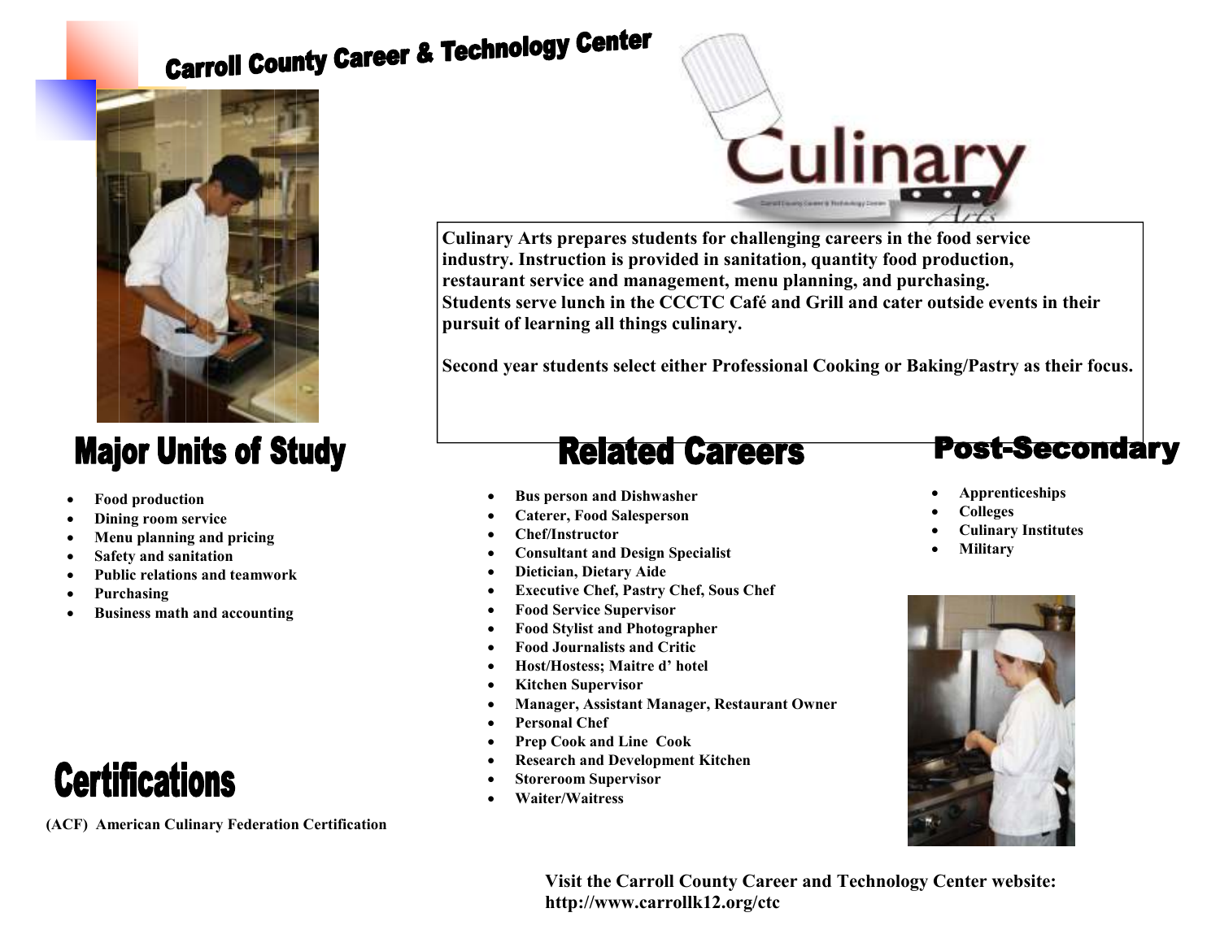# Carroll County Career & Technology Center

## Culinary Arts

Culinary Arts prepares students for challenging careers in the food service industry. Instruction is provided in sanitation, quantity food production, restaurant service and management, menu planning, and purchasing. Students serve lunch in the CCCTC Café and Grill and cater outside events in their pursuit of learning all things culinary.

Second year students select either Professional Cooking or Baking/Pastry as their focus.

## Major Units of Study

- Food production
- Dining room service
- Menu planning and pricing
- Safety and sanitation
- Public relations and teamwork
- Purchasing
- Business math and accounting

## Certifications

(ACF) American Culinary Federation Certification

## Related Careers

- Bus person and Dishwasher
- Caterer, Food Salesperson
- Chef/Instructor
- Consultant and Design Specialist
- Dietician, Dietary Aide
- Executive Chef, Pastry Chef, Sous Chef
- Food Service Supervisor
- Food Stylist and Photographer
- Food Journalists and Critic
- Host/Hostess; Maitre d' hotel
- Kitchen Supervisor
- Manager, Assistant Manager, Restaurant Owner
- Personal Chef
- Prep Cook and Line Cook
- Research and Development Kitchen
- Storeroom Supervisor
- Waiter/Waitress

## Post-Secondary

- Apprenticeships
- Colleges
- Culinary Institutes
- Military

Visit the Carroll County Career and Technology Center website:
http://www.carrollk12.org/ctc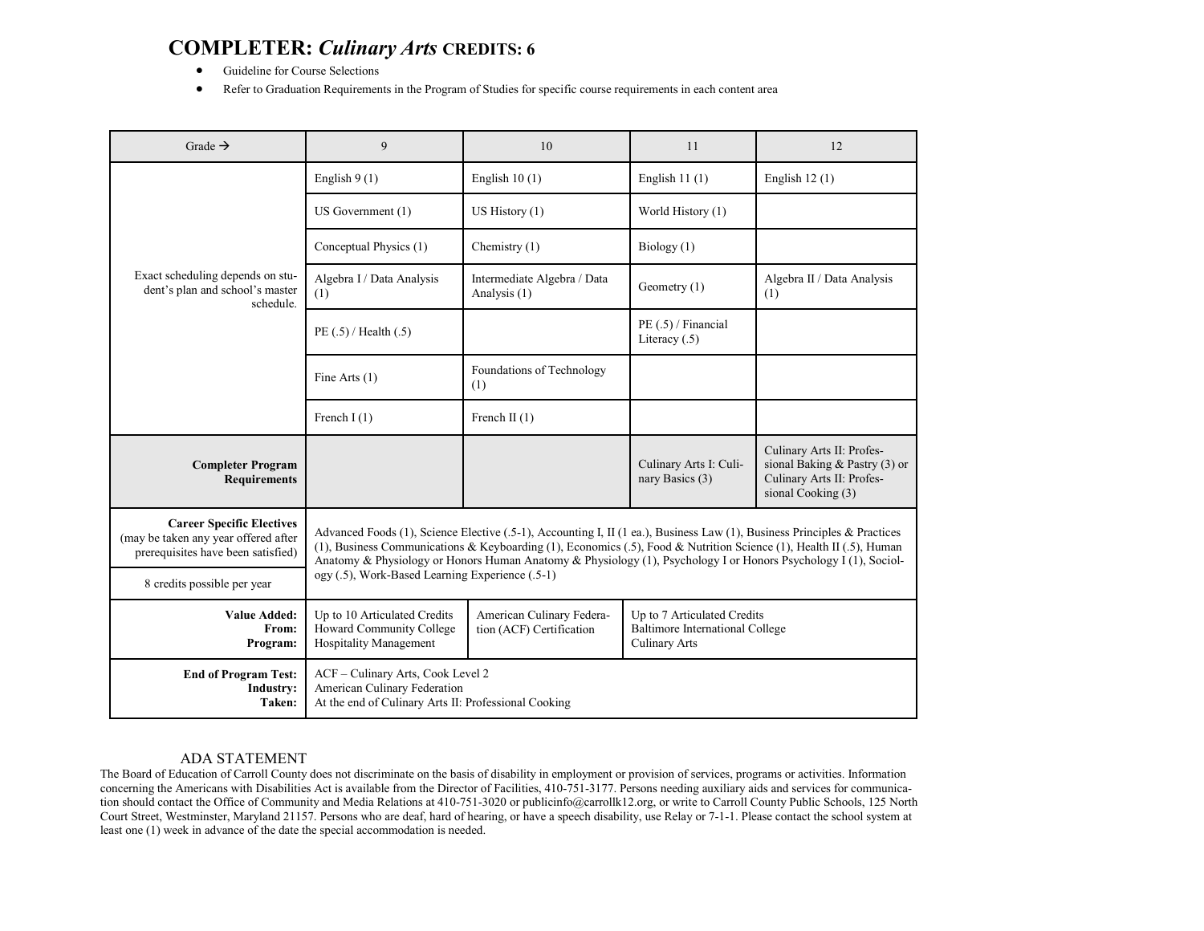# COMPLETER: *Culinary Arts* CREDITS: 6

- Guideline for Course Selections
- Refer to Graduation Requirements in the Program of Studies for specific course requirements in each content area

| Grade → | 9 | 10 | 11 | 12 |
|---|---|---|---|---|
| Exact scheduling depends on student's plan and school's master schedule. | English 9 (1) | English 10 (1) | English 11 (1) | English 12 (1) |
| | US Government (1) | US History (1) | World History (1) | |
| | Conceptual Physics (1) | Chemistry (1) | Biology (1) | |
| | Algebra I / Data Analysis (1) | Intermediate Algebra / Data Analysis (1) | Geometry (1) | Algebra II / Data Analysis (1) |
| | PE (.5) / Health (.5) | | PE (.5) / Financial Literacy (.5) | |
| | Fine Arts (1) | Foundations of Technology (1) | | |
| | French I (1) | French II (1) | | |
| **Completer Program Requirements** | | | Culinary Arts I: Culinary Basics (3) | Culinary Arts II: Professional Baking & Pastry (3) or Culinary Arts II: Professional Cooking (3) |
| **Career Specific Electives** (may be taken any year offered after prerequisites have been satisfied)<br>8 credits possible per year | Advanced Foods (1), Science Elective (.5-1), Accounting I, II (1 ea.), Business Law (1), Business Principles & Practices (1), Business Communications & Keyboarding (1), Economics (.5), Food & Nutrition Science (1), Health II (.5), Human Anatomy & Physiology or Honors Human Anatomy & Physiology (1), Psychology I or Honors Psychology I (1), Sociology (.5), Work-Based Learning Experience (.5-1) | | | |
| **Value Added: From: Program:** | Up to 10 Articulated Credits<br>Howard Community College<br>Hospitality Management | American Culinary Federation (ACF) Certification | Up to 7 Articulated Credits<br>Baltimore International College<br>Culinary Arts | |
| **End of Program Test: Industry: Taken:** | ACF – Culinary Arts, Cook Level 2<br>American Culinary Federation<br>At the end of Culinary Arts II: Professional Cooking | | | |

ADA STATEMENT

The Board of Education of Carroll County does not discriminate on the basis of disability in employment or provision of services, programs or activities. Information concerning the Americans with Disabilities Act is available from the Director of Facilities, 410-751-3177. Persons needing auxiliary aids and services for communication should contact the Office of Community and Media Relations at 410-751-3020 or publicinfo@carrollk12.org, or write to Carroll County Public Schools, 125 North Court Street, Westminster, Maryland 21157. Persons who are deaf, hard of hearing, or have a speech disability, use Relay or 7-1-1. Please contact the school system at least one (1) week in advance of the date the special accommodation is needed.